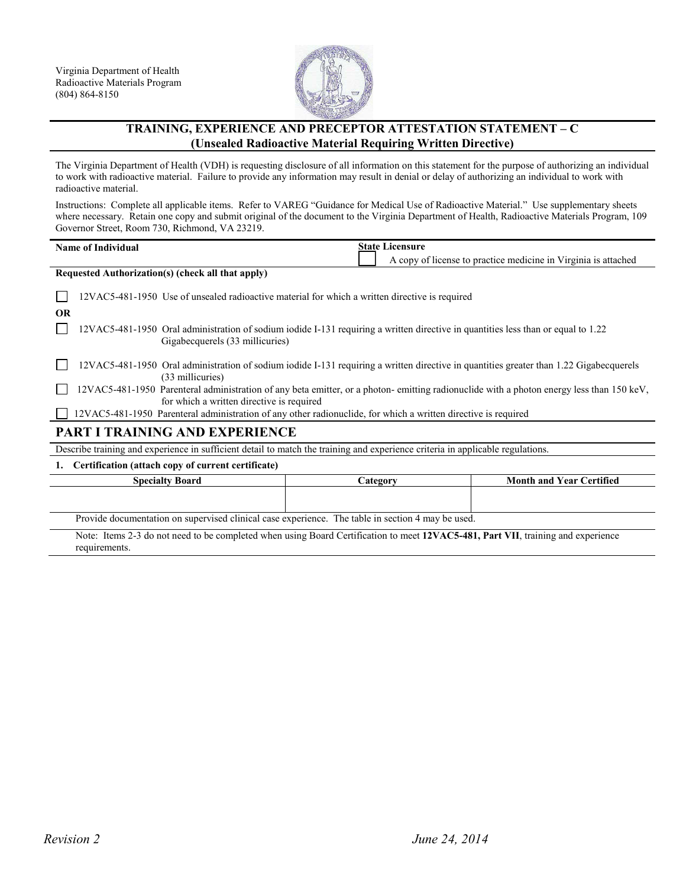Virginia Department of Health
Radioactive Materials Program
(804) 864-8150

## TRAINING, EXPERIENCE AND PRECEPTOR ATTESTATION STATEMENT – C
## (Unsealed Radioactive Material Requiring Written Directive)

The Virginia Department of Health (VDH) is requesting disclosure of all information on this statement for the purpose of authorizing an individual to work with radioactive material. Failure to provide any information may result in denial or delay of authorizing an individual to work with radioactive material.

Instructions: Complete all applicable items. Refer to VAREG "Guidance for Medical Use of Radioactive Material." Use supplementary sheets where necessary. Retain one copy and submit original of the document to the Virginia Department of Health, Radioactive Materials Program, 109 Governor Street, Room 730, Richmond, VA 23219.

| **Name of Individual** | **State Licensure** |
|---|---|
| | ☐ A copy of license to practice medicine in Virginia is attached |

**Requested Authorization(s) (check all that apply)**

☐ 12VAC5-481-1950 Use of unsealed radioactive material for which a written directive is required

**OR**

☐ 12VAC5-481-1950 Oral administration of sodium iodide I-131 requiring a written directive in quantities less than or equal to 1.22 Gigabecquerels (33 millicuries)

☐ 12VAC5-481-1950 Oral administration of sodium iodide I-131 requiring a written directive in quantities greater than 1.22 Gigabecquerels (33 millicuries)

☐ 12VAC5-481-1950 Parenteral administration of any beta emitter, or a photon- emitting radionuclide with a photon energy less than 150 keV, for which a written directive is required

☐ 12VAC5-481-1950 Parenteral administration of any other radionuclide, for which a written directive is required

# PART I TRAINING AND EXPERIENCE

Describe training and experience in sufficient detail to match the training and experience criteria in applicable regulations.

**1. Certification (attach copy of current certificate)**

| Specialty Board | Category | Month and Year Certified |
|---|---|---|
| | | |

Provide documentation on supervised clinical case experience. The table in section 4 may be used.

Note: Items 2-3 do not need to be completed when using Board Certification to meet **12VAC5-481, Part VII**, training and experience requirements.

*Revision 2* *June 24, 2014*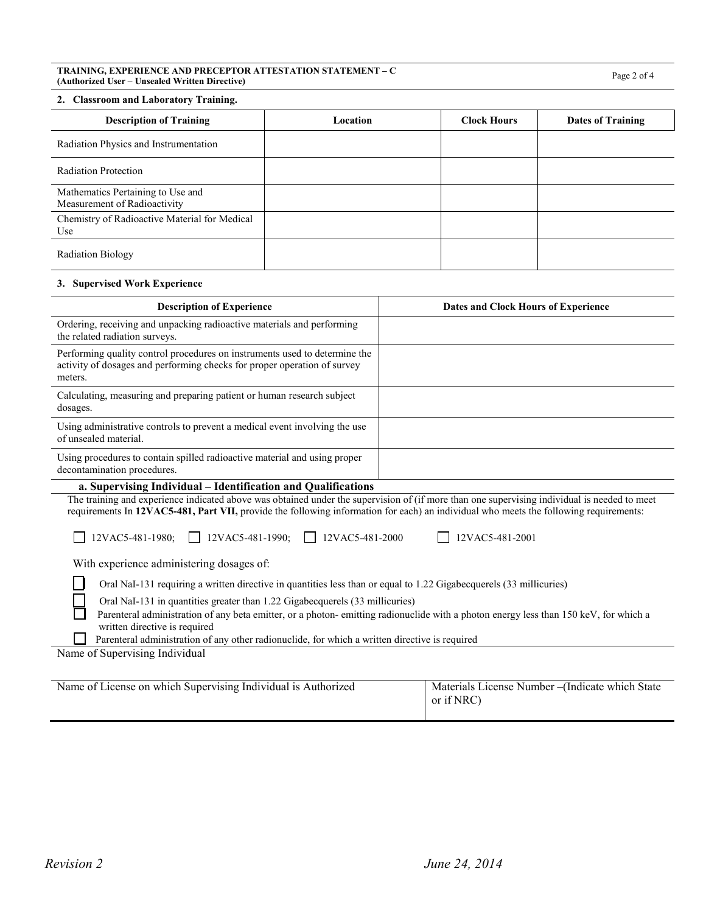## 2. Classroom and Laboratory Training.

| Description of Training | Location | Clock Hours | Dates of Training |
|---|---|---|---|
| Radiation Physics and Instrumentation | | | |
| Radiation Protection | | | |
| Mathematics Pertaining to Use and Measurement of Radioactivity | | | |
| Chemistry of Radioactive Material for Medical Use | | | |
| Radiation Biology | | | |

## 3. Supervised Work Experience

| Description of Experience | Dates and Clock Hours of Experience |
|---|---|
| Ordering, receiving and unpacking radioactive materials and performing the related radiation surveys. | |
| Performing quality control procedures on instruments used to determine the activity of dosages and performing checks for proper operation of survey meters. | |
| Calculating, measuring and preparing patient or human research subject dosages. | |
| Using administrative controls to prevent a medical event involving the use of unsealed material. | |
| Using procedures to contain spilled radioactive material and using proper decontamination procedures. | |

### a. Supervising Individual – Identification and Qualifications

The training and experience indicated above was obtained under the supervision of (if more than one supervising individual is needed to meet requirements In **12VAC5-481, Part VII,** provide the following information for each) an individual who meets the following requirements:

☐ 12VAC5-481-1980; ☐ 12VAC5-481-1990; ☐ 12VAC5-481-2000 ☐ 12VAC5-481-2001

With experience administering dosages of:

☐ Oral NaI-131 requiring a written directive in quantities less than or equal to 1.22 Gigabecquerels (33 millicuries)

☐ Oral NaI-131 in quantities greater than 1.22 Gigabecquerels (33 millicuries)

☐ Parenteral administration of any beta emitter, or a photon- emitting radionuclide with a photon energy less than 150 keV, for which a written directive is required

☐ Parenteral administration of any other radionuclide, for which a written directive is required

| Name of Supervising Individual | |
|---|---|
| Name of License on which Supervising Individual is Authorized | Materials License Number –(Indicate which State or if NRC) |

*Revision 2* *June 24, 2014*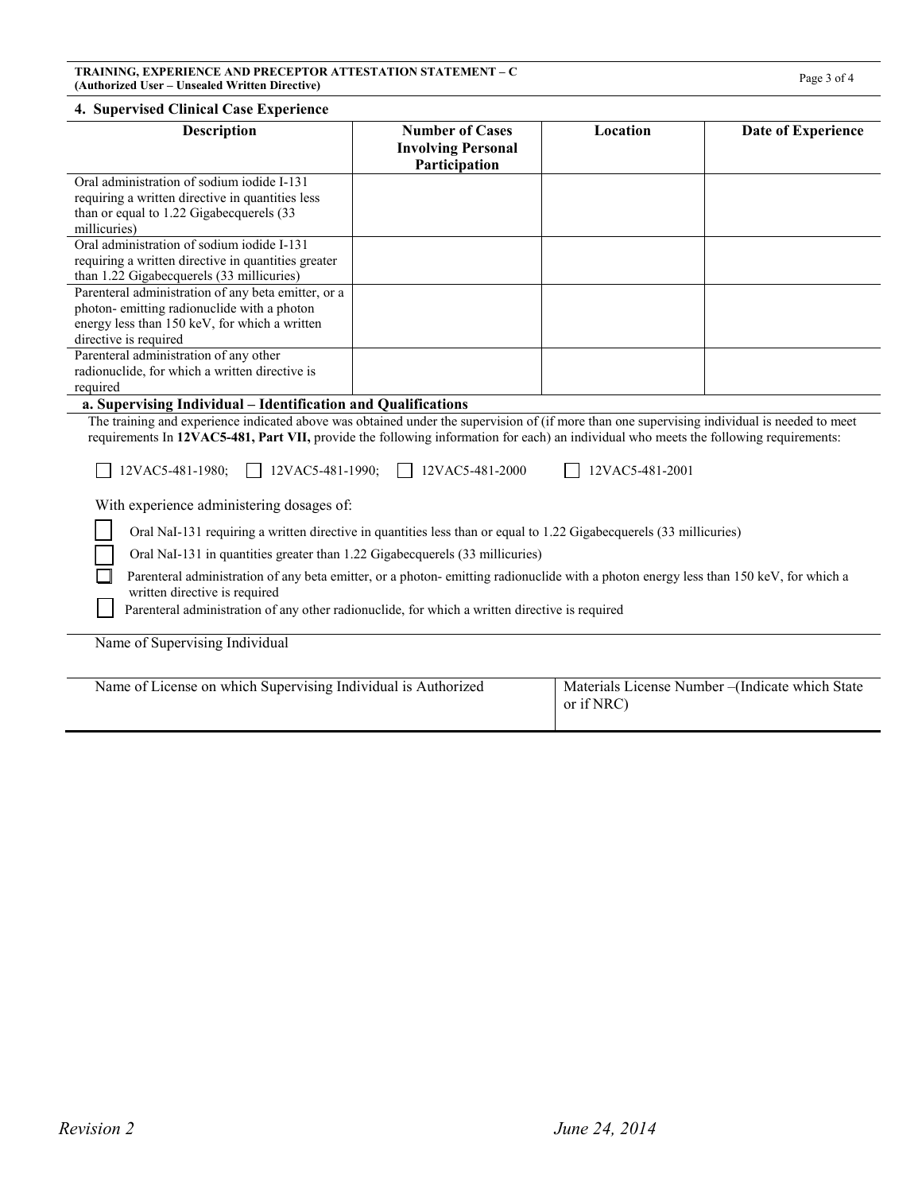## 4. Supervised Clinical Case Experience

| Description | Number of Cases Involving Personal Participation | Location | Date of Experience |
|---|---|---|---|
| Oral administration of sodium iodide I-131 requiring a written directive in quantities less than or equal to 1.22 Gigabecquerels (33 millicuries) | | | |
| Oral administration of sodium iodide I-131 requiring a written directive in quantities greater than 1.22 Gigabecquerels (33 millicuries) | | | |
| Parenteral administration of any beta emitter, or a photon- emitting radionuclide with a photon energy less than 150 keV, for which a written directive is required | | | |
| Parenteral administration of any other radionuclide, for which a written directive is required | | | |

### a. Supervising Individual – Identification and Qualifications

The training and experience indicated above was obtained under the supervision of (if more than one supervising individual is needed to meet requirements In **12VAC5-481, Part VII,** provide the following information for each) an individual who meets the following requirements:

☐ 12VAC5-481-1980; ☐ 12VAC5-481-1990; ☐ 12VAC5-481-2000 ☐ 12VAC5-481-2001

With experience administering dosages of:

☐ Oral NaI-131 requiring a written directive in quantities less than or equal to 1.22 Gigabecquerels (33 millicuries)

☐ Oral NaI-131 in quantities greater than 1.22 Gigabecquerels (33 millicuries)

☐ Parenteral administration of any beta emitter, or a photon- emitting radionuclide with a photon energy less than 150 keV, for which a written directive is required

☐ Parenteral administration of any other radionuclide, for which a written directive is required

| Name of Supervising Individual | |
|---|---|
| Name of License on which Supervising Individual is Authorized | Materials License Number –(Indicate which State or if NRC) |

*Revision 2* *June 24, 2014*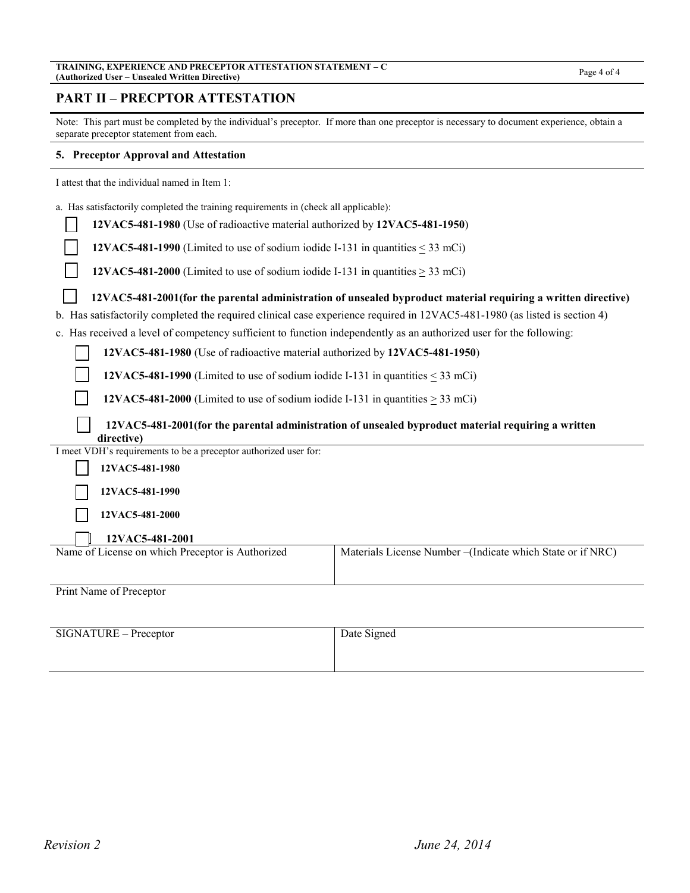## PART II – PRECPTOR ATTESTATION

Note: This part must be completed by the individual's preceptor. If more than one preceptor is necessary to document experience, obtain a separate preceptor statement from each.

### 5. Preceptor Approval and Attestation

I attest that the individual named in Item 1:

a. Has satisfactorily completed the training requirements in (check all applicable):

- ☐ **12VAC5-481-1980** (Use of radioactive material authorized by **12VAC5-481-1950**)
- ☐ **12VAC5-481-1990** (Limited to use of sodium iodide I-131 in quantities ≤ 33 mCi)
- ☐ **12VAC5-481-2000** (Limited to use of sodium iodide I-131 in quantities ≥ 33 mCi)
- ☐ **12VAC5-481-2001(for the parental administration of unsealed byproduct material requiring a written directive)**

b. Has satisfactorily completed the required clinical case experience required in 12VAC5-481-1980 (as listed is section 4)

c. Has received a level of competency sufficient to function independently as an authorized user for the following:

- ☐ **12VAC5-481-1980** (Use of radioactive material authorized by **12VAC5-481-1950**)
- ☐ **12VAC5-481-1990** (Limited to use of sodium iodide I-131 in quantities ≤ 33 mCi)
- ☐ **12VAC5-481-2000** (Limited to use of sodium iodide I-131 in quantities ≥ 33 mCi)
- ☐ **12VAC5-481-2001(for the parental administration of unsealed byproduct material requiring a written directive)**

I meet VDH's requirements to be a preceptor authorized user for:

- ☐ **12VAC5-481-1980**
- ☐ **12VAC5-481-1990**
- ☐ **12VAC5-481-2000**
- ☐ **12VAC5-481-2001**

| | |
|---|---|
| Name of License on which Preceptor is Authorized | Materials License Number –(Indicate which State or if NRC) |
| Print Name of Preceptor | |
| SIGNATURE – Preceptor | Date Signed |

*Revision 2* *June 24, 2014*